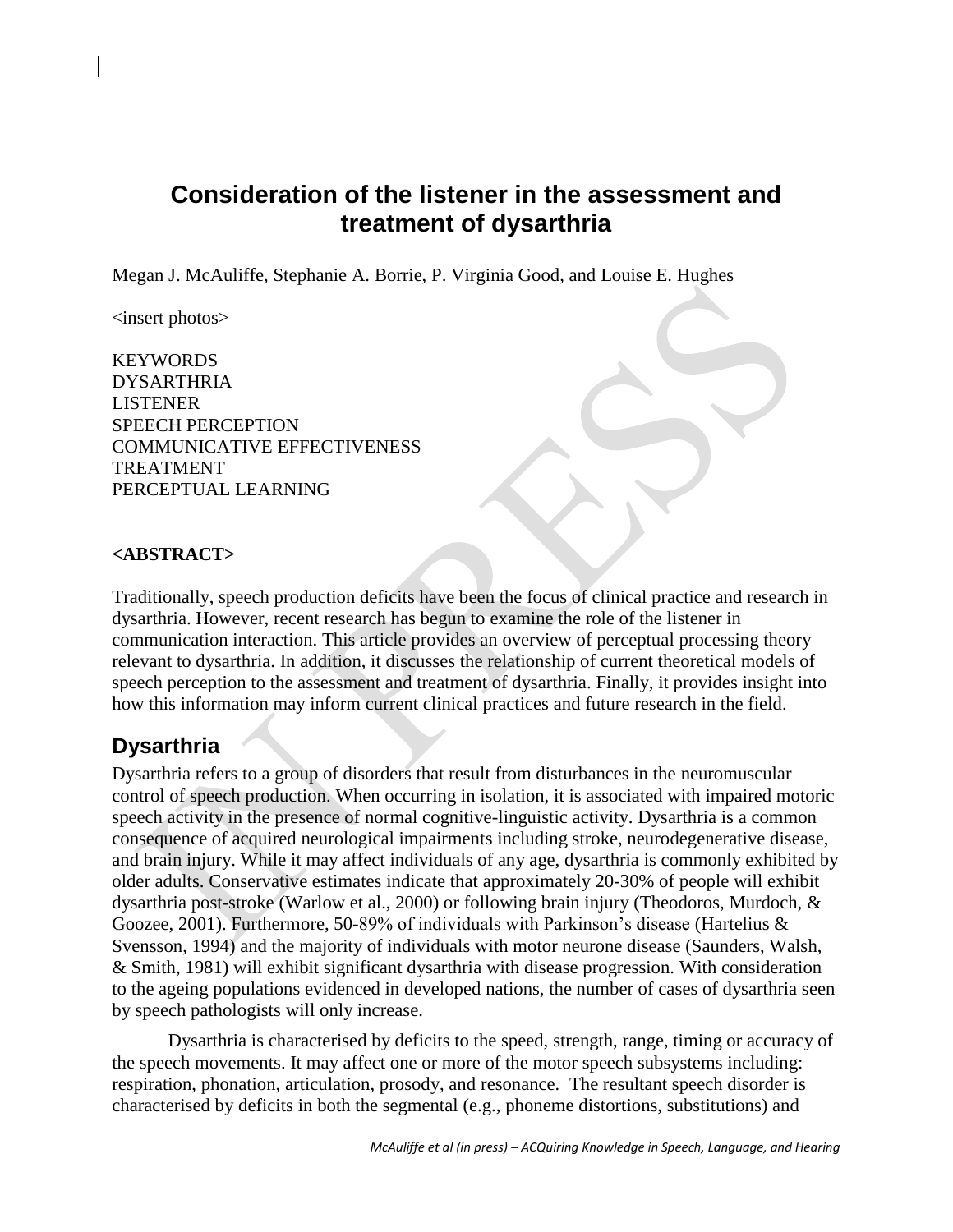# Consideration of the listener in the assessment and treatment of dysarthria

Megan J. McAuliffe, Stephanie A. Borrie, P. Virginia Good, and Louise E. Hughes

<insert photos>

KEYWORDS
DYSARTHRIA
LISTENER
SPEECH PERCEPTION
COMMUNICATIVE EFFECTIVENESS
TREATMENT
PERCEPTUAL LEARNING

**<ABSTRACT>**

Traditionally, speech production deficits have been the focus of clinical practice and research in dysarthria. However, recent research has begun to examine the role of the listener in communication interaction. This article provides an overview of perceptual processing theory relevant to dysarthria. In addition, it discusses the relationship of current theoretical models of speech perception to the assessment and treatment of dysarthria. Finally, it provides insight into how this information may inform current clinical practices and future research in the field.

## Dysarthria

Dysarthria refers to a group of disorders that result from disturbances in the neuromuscular control of speech production. When occurring in isolation, it is associated with impaired motoric speech activity in the presence of normal cognitive-linguistic activity. Dysarthria is a common consequence of acquired neurological impairments including stroke, neurodegenerative disease, and brain injury. While it may affect individuals of any age, dysarthria is commonly exhibited by older adults. Conservative estimates indicate that approximately 20-30% of people will exhibit dysarthria post-stroke (Warlow et al., 2000) or following brain injury (Theodoros, Murdoch, & Goozee, 2001). Furthermore, 50-89% of individuals with Parkinson's disease (Hartelius & Svensson, 1994) and the majority of individuals with motor neurone disease (Saunders, Walsh, & Smith, 1981) will exhibit significant dysarthria with disease progression. With consideration to the ageing populations evidenced in developed nations, the number of cases of dysarthria seen by speech pathologists will only increase.

Dysarthria is characterised by deficits to the speed, strength, range, timing or accuracy of the speech movements. It may affect one or more of the motor speech subsystems including: respiration, phonation, articulation, prosody, and resonance. The resultant speech disorder is characterised by deficits in both the segmental (e.g., phoneme distortions, substitutions) and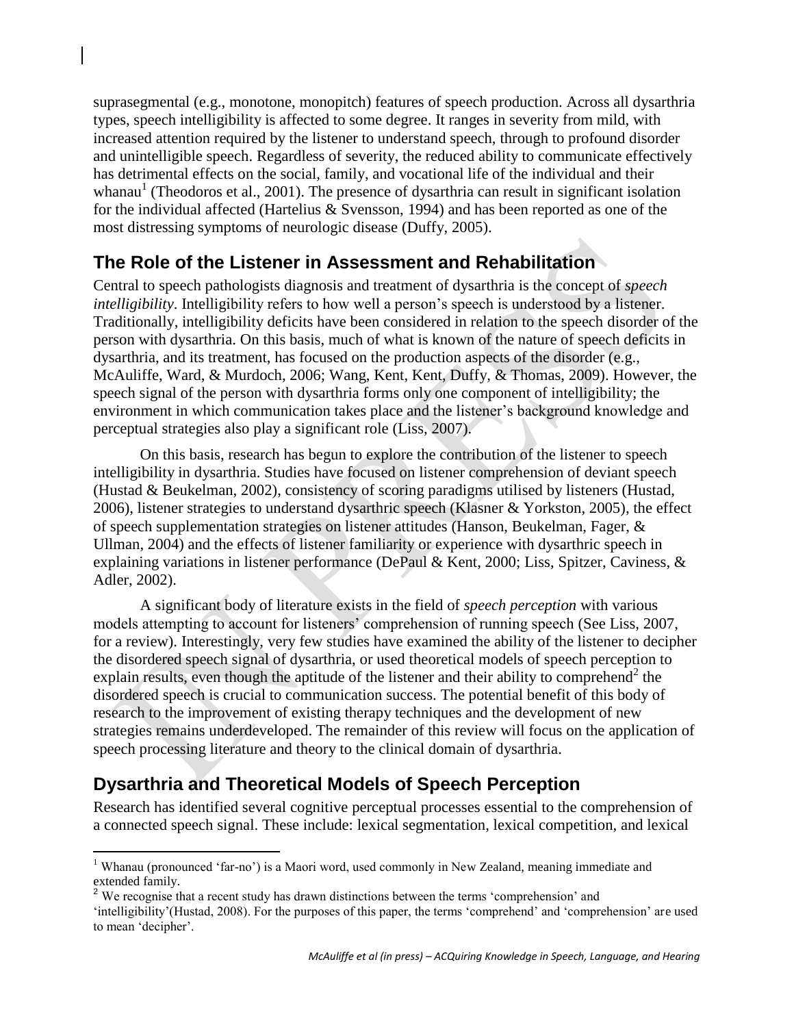suprasegmental (e.g., monotone, monopitch) features of speech production. Across all dysarthria types, speech intelligibility is affected to some degree. It ranges in severity from mild, with increased attention required by the listener to understand speech, through to profound disorder and unintelligible speech. Regardless of severity, the reduced ability to communicate effectively has detrimental effects on the social, family, and vocational life of the individual and their whanau[1] (Theodoros et al., 2001). The presence of dysarthria can result in significant isolation for the individual affected (Hartelius & Svensson, 1994) and has been reported as one of the most distressing symptoms of neurologic disease (Duffy, 2005).

## The Role of the Listener in Assessment and Rehabilitation

Central to speech pathologists diagnosis and treatment of dysarthria is the concept of *speech intelligibility*. Intelligibility refers to how well a person's speech is understood by a listener. Traditionally, intelligibility deficits have been considered in relation to the speech disorder of the person with dysarthria. On this basis, much of what is known of the nature of speech deficits in dysarthria, and its treatment, has focused on the production aspects of the disorder (e.g., McAuliffe, Ward, & Murdoch, 2006; Wang, Kent, Kent, Duffy, & Thomas, 2009). However, the speech signal of the person with dysarthria forms only one component of intelligibility; the environment in which communication takes place and the listener's background knowledge and perceptual strategies also play a significant role (Liss, 2007).

On this basis, research has begun to explore the contribution of the listener to speech intelligibility in dysarthria. Studies have focused on listener comprehension of deviant speech (Hustad & Beukelman, 2002), consistency of scoring paradigms utilised by listeners (Hustad, 2006), listener strategies to understand dysarthric speech (Klasner & Yorkston, 2005), the effect of speech supplementation strategies on listener attitudes (Hanson, Beukelman, Fager, & Ullman, 2004) and the effects of listener familiarity or experience with dysarthric speech in explaining variations in listener performance (DePaul & Kent, 2000; Liss, Spitzer, Caviness, & Adler, 2002).

A significant body of literature exists in the field of *speech perception* with various models attempting to account for listeners' comprehension of running speech (See Liss, 2007, for a review). Interestingly, very few studies have examined the ability of the listener to decipher the disordered speech signal of dysarthria, or used theoretical models of speech perception to explain results, even though the aptitude of the listener and their ability to comprehend[2] the disordered speech is crucial to communication success. The potential benefit of this body of research to the improvement of existing therapy techniques and the development of new strategies remains underdeveloped. The remainder of this review will focus on the application of speech processing literature and theory to the clinical domain of dysarthria.

## Dysarthria and Theoretical Models of Speech Perception

Research has identified several cognitive perceptual processes essential to the comprehension of a connected speech signal. These include: lexical segmentation, lexical competition, and lexical

---

[1] Whanau (pronounced 'far-no') is a Maori word, used commonly in New Zealand, meaning immediate and extended family.

[2] We recognise that a recent study has drawn distinctions between the terms 'comprehension' and 'intelligibility'(Hustad, 2008). For the purposes of this paper, the terms 'comprehend' and 'comprehension' are used to mean 'decipher'.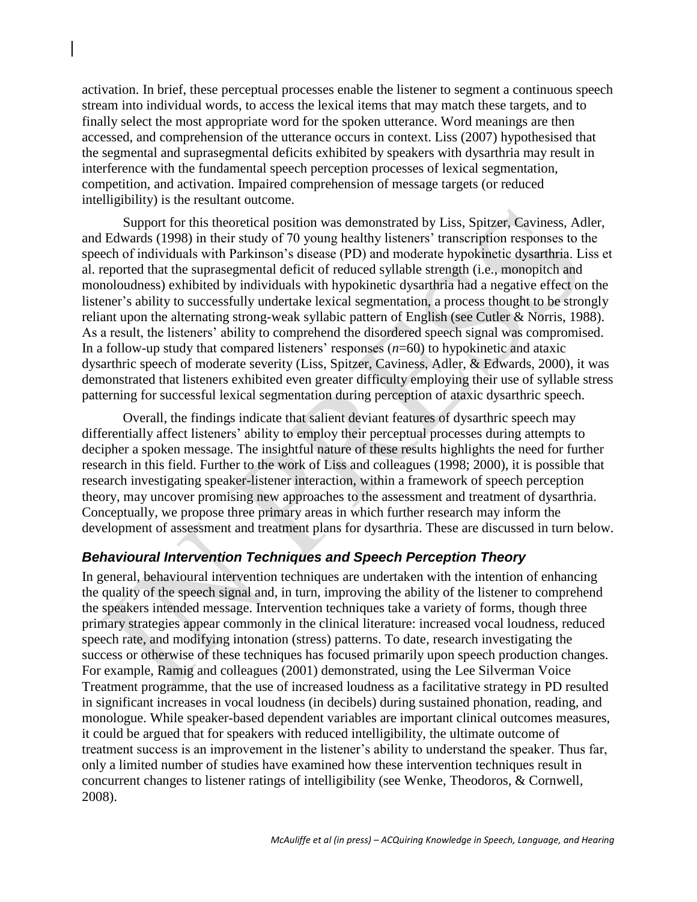activation. In brief, these perceptual processes enable the listener to segment a continuous speech stream into individual words, to access the lexical items that may match these targets, and to finally select the most appropriate word for the spoken utterance. Word meanings are then accessed, and comprehension of the utterance occurs in context. Liss (2007) hypothesised that the segmental and suprasegmental deficits exhibited by speakers with dysarthria may result in interference with the fundamental speech perception processes of lexical segmentation, competition, and activation. Impaired comprehension of message targets (or reduced intelligibility) is the resultant outcome.

Support for this theoretical position was demonstrated by Liss, Spitzer, Caviness, Adler, and Edwards (1998) in their study of 70 young healthy listeners' transcription responses to the speech of individuals with Parkinson's disease (PD) and moderate hypokinetic dysarthria. Liss et al. reported that the suprasegmental deficit of reduced syllable strength (i.e., monopitch and monoloudness) exhibited by individuals with hypokinetic dysarthria had a negative effect on the listener's ability to successfully undertake lexical segmentation, a process thought to be strongly reliant upon the alternating strong-weak syllabic pattern of English (see Cutler & Norris, 1988). As a result, the listeners' ability to comprehend the disordered speech signal was compromised. In a follow-up study that compared listeners' responses ($n$=60) to hypokinetic and ataxic dysarthric speech of moderate severity (Liss, Spitzer, Caviness, Adler, & Edwards, 2000), it was demonstrated that listeners exhibited even greater difficulty employing their use of syllable stress patterning for successful lexical segmentation during perception of ataxic dysarthric speech.

Overall, the findings indicate that salient deviant features of dysarthric speech may differentially affect listeners' ability to employ their perceptual processes during attempts to decipher a spoken message. The insightful nature of these results highlights the need for further research in this field. Further to the work of Liss and colleagues (1998; 2000), it is possible that research investigating speaker-listener interaction, within a framework of speech perception theory, may uncover promising new approaches to the assessment and treatment of dysarthria. Conceptually, we propose three primary areas in which further research may inform the development of assessment and treatment plans for dysarthria. These are discussed in turn below.

### *Behavioural Intervention Techniques and Speech Perception Theory*

In general, behavioural intervention techniques are undertaken with the intention of enhancing the quality of the speech signal and, in turn, improving the ability of the listener to comprehend the speakers intended message. Intervention techniques take a variety of forms, though three primary strategies appear commonly in the clinical literature: increased vocal loudness, reduced speech rate, and modifying intonation (stress) patterns. To date, research investigating the success or otherwise of these techniques has focused primarily upon speech production changes. For example, Ramig and colleagues (2001) demonstrated, using the Lee Silverman Voice Treatment programme, that the use of increased loudness as a facilitative strategy in PD resulted in significant increases in vocal loudness (in decibels) during sustained phonation, reading, and monologue. While speaker-based dependent variables are important clinical outcomes measures, it could be argued that for speakers with reduced intelligibility, the ultimate outcome of treatment success is an improvement in the listener's ability to understand the speaker. Thus far, only a limited number of studies have examined how these intervention techniques result in concurrent changes to listener ratings of intelligibility (see Wenke, Theodoros, & Cornwell, 2008).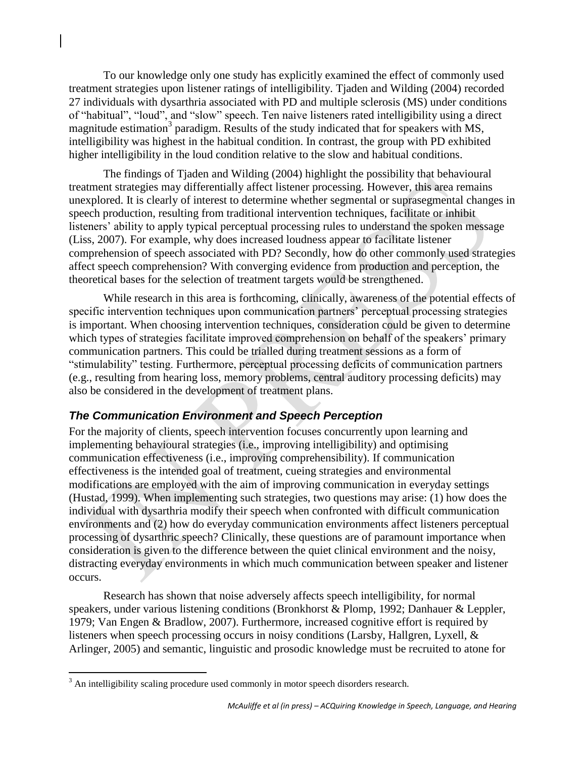To our knowledge only one study has explicitly examined the effect of commonly used treatment strategies upon listener ratings of intelligibility. Tjaden and Wilding (2004) recorded 27 individuals with dysarthria associated with PD and multiple sclerosis (MS) under conditions of "habitual", "loud", and "slow" speech. Ten naive listeners rated intelligibility using a direct magnitude estimation[3] paradigm. Results of the study indicated that for speakers with MS, intelligibility was highest in the habitual condition. In contrast, the group with PD exhibited higher intelligibility in the loud condition relative to the slow and habitual conditions.

The findings of Tjaden and Wilding (2004) highlight the possibility that behavioural treatment strategies may differentially affect listener processing. However, this area remains unexplored. It is clearly of interest to determine whether segmental or suprasegmental changes in speech production, resulting from traditional intervention techniques, facilitate or inhibit listeners' ability to apply typical perceptual processing rules to understand the spoken message (Liss, 2007). For example, why does increased loudness appear to facilitate listener comprehension of speech associated with PD? Secondly, how do other commonly used strategies affect speech comprehension? With converging evidence from production and perception, the theoretical bases for the selection of treatment targets would be strengthened.

While research in this area is forthcoming, clinically, awareness of the potential effects of specific intervention techniques upon communication partners' perceptual processing strategies is important. When choosing intervention techniques, consideration could be given to determine which types of strategies facilitate improved comprehension on behalf of the speakers' primary communication partners. This could be trialled during treatment sessions as a form of "stimulability" testing. Furthermore, perceptual processing deficits of communication partners (e.g., resulting from hearing loss, memory problems, central auditory processing deficits) may also be considered in the development of treatment plans.

### *The Communication Environment and Speech Perception*

For the majority of clients, speech intervention focuses concurrently upon learning and implementing behavioural strategies (i.e., improving intelligibility) and optimising communication effectiveness (i.e., improving comprehensibility). If communication effectiveness is the intended goal of treatment, cueing strategies and environmental modifications are employed with the aim of improving communication in everyday settings (Hustad, 1999). When implementing such strategies, two questions may arise: (1) how does the individual with dysarthria modify their speech when confronted with difficult communication environments and (2) how do everyday communication environments affect listeners perceptual processing of dysarthric speech? Clinically, these questions are of paramount importance when consideration is given to the difference between the quiet clinical environment and the noisy, distracting everyday environments in which much communication between speaker and listener occurs.

Research has shown that noise adversely affects speech intelligibility, for normal speakers, under various listening conditions (Bronkhorst & Plomp, 1992; Danhauer & Leppler, 1979; Van Engen & Bradlow, 2007). Furthermore, increased cognitive effort is required by listeners when speech processing occurs in noisy conditions (Larsby, Hallgren, Lyxell, & Arlinger, 2005) and semantic, linguistic and prosodic knowledge must be recruited to atone for

---

[3] An intelligibility scaling procedure used commonly in motor speech disorders research.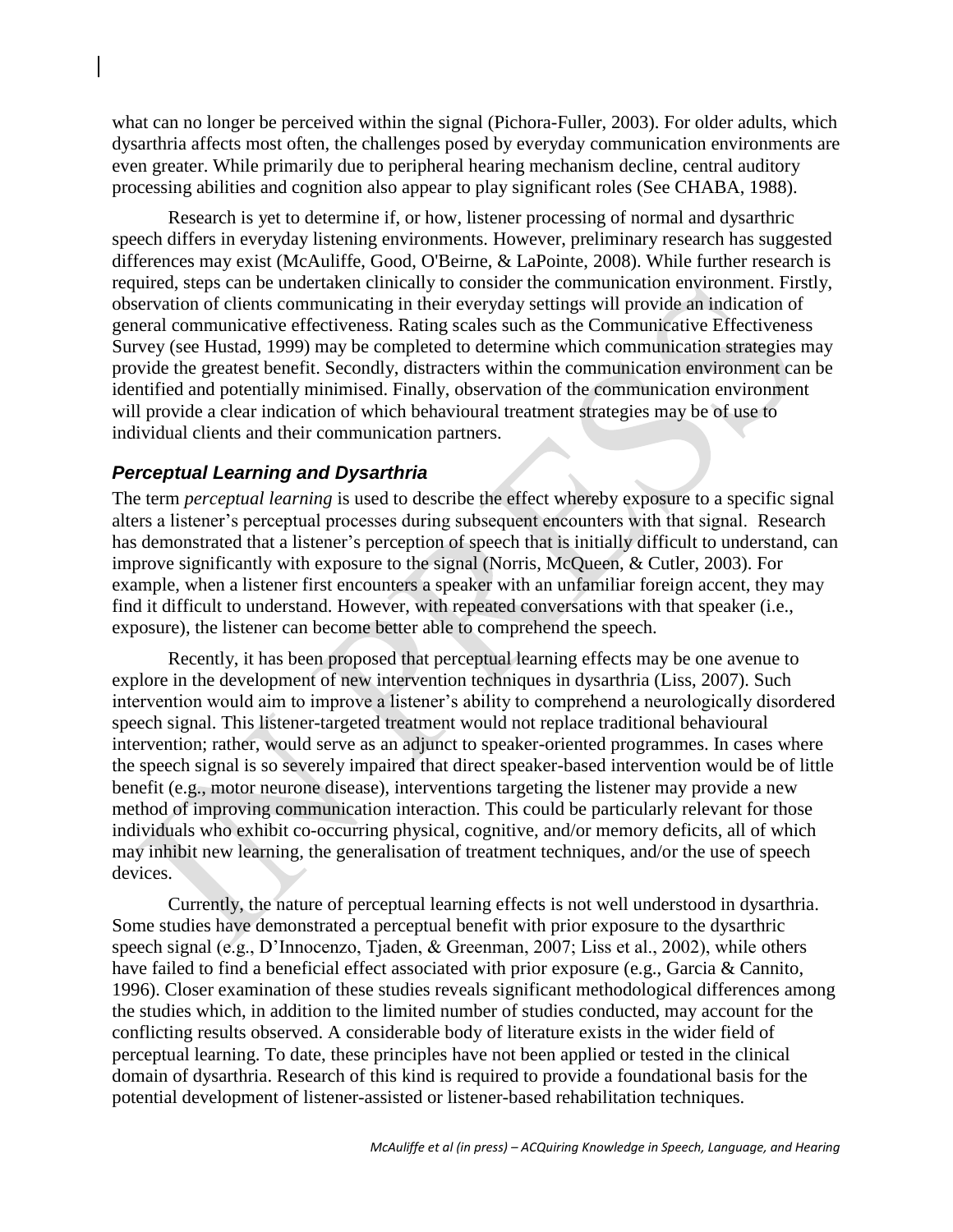what can no longer be perceived within the signal (Pichora-Fuller, 2003). For older adults, which dysarthria affects most often, the challenges posed by everyday communication environments are even greater. While primarily due to peripheral hearing mechanism decline, central auditory processing abilities and cognition also appear to play significant roles (See CHABA, 1988).

Research is yet to determine if, or how, listener processing of normal and dysarthric speech differs in everyday listening environments. However, preliminary research has suggested differences may exist (McAuliffe, Good, O'Beirne, & LaPointe, 2008). While further research is required, steps can be undertaken clinically to consider the communication environment. Firstly, observation of clients communicating in their everyday settings will provide an indication of general communicative effectiveness. Rating scales such as the Communicative Effectiveness Survey (see Hustad, 1999) may be completed to determine which communication strategies may provide the greatest benefit. Secondly, distracters within the communication environment can be identified and potentially minimised. Finally, observation of the communication environment will provide a clear indication of which behavioural treatment strategies may be of use to individual clients and their communication partners.

### *Perceptual Learning and Dysarthria*

The term *perceptual learning* is used to describe the effect whereby exposure to a specific signal alters a listener's perceptual processes during subsequent encounters with that signal. Research has demonstrated that a listener's perception of speech that is initially difficult to understand, can improve significantly with exposure to the signal (Norris, McQueen, & Cutler, 2003). For example, when a listener first encounters a speaker with an unfamiliar foreign accent, they may find it difficult to understand. However, with repeated conversations with that speaker (i.e., exposure), the listener can become better able to comprehend the speech.

Recently, it has been proposed that perceptual learning effects may be one avenue to explore in the development of new intervention techniques in dysarthria (Liss, 2007). Such intervention would aim to improve a listener's ability to comprehend a neurologically disordered speech signal. This listener-targeted treatment would not replace traditional behavioural intervention; rather, would serve as an adjunct to speaker-oriented programmes. In cases where the speech signal is so severely impaired that direct speaker-based intervention would be of little benefit (e.g., motor neurone disease), interventions targeting the listener may provide a new method of improving communication interaction. This could be particularly relevant for those individuals who exhibit co-occurring physical, cognitive, and/or memory deficits, all of which may inhibit new learning, the generalisation of treatment techniques, and/or the use of speech devices.

Currently, the nature of perceptual learning effects is not well understood in dysarthria. Some studies have demonstrated a perceptual benefit with prior exposure to the dysarthric speech signal (e.g., D'Innocenzo, Tjaden, & Greenman, 2007; Liss et al., 2002), while others have failed to find a beneficial effect associated with prior exposure (e.g., Garcia & Cannito, 1996). Closer examination of these studies reveals significant methodological differences among the studies which, in addition to the limited number of studies conducted, may account for the conflicting results observed. A considerable body of literature exists in the wider field of perceptual learning. To date, these principles have not been applied or tested in the clinical domain of dysarthria. Research of this kind is required to provide a foundational basis for the potential development of listener-assisted or listener-based rehabilitation techniques.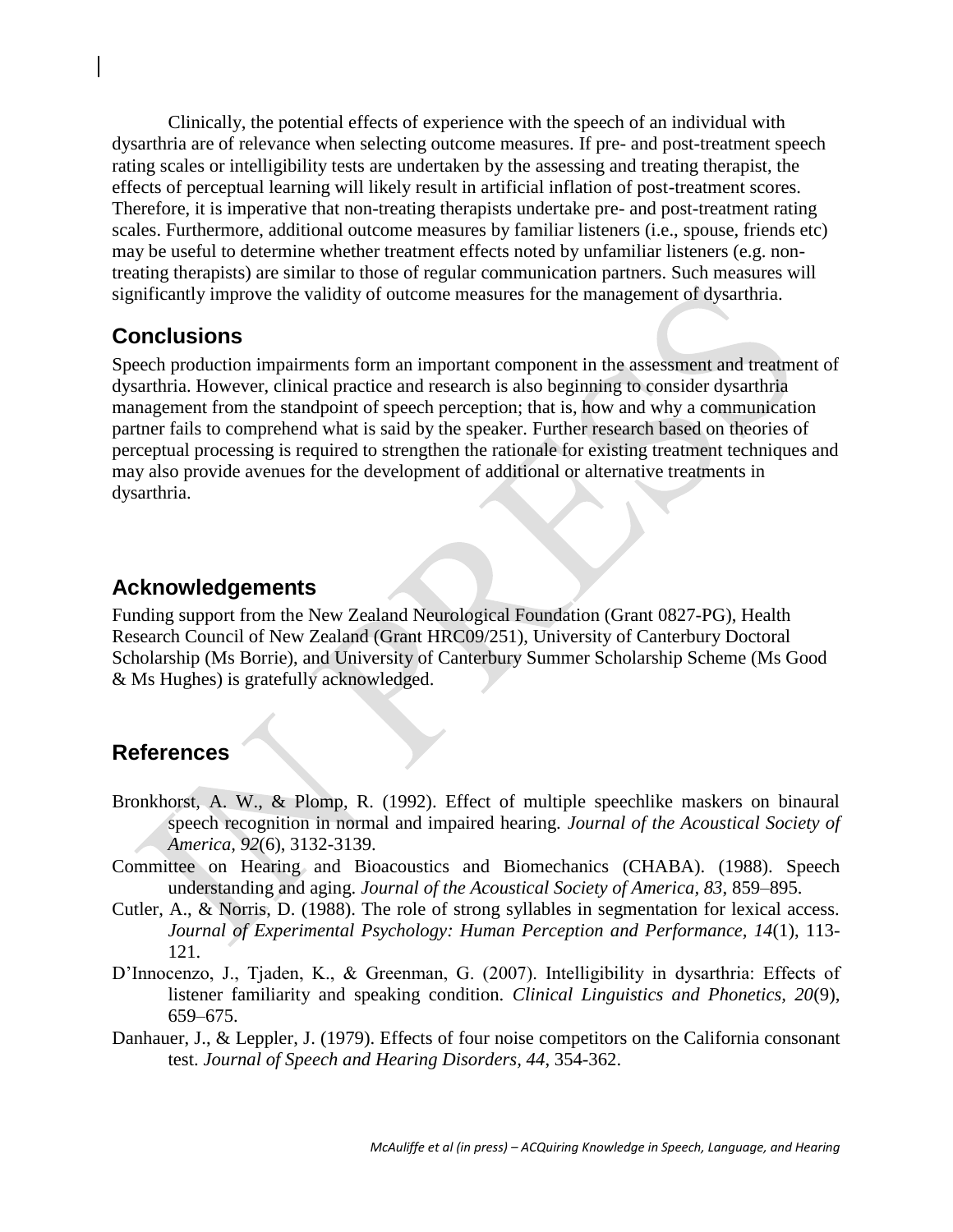Clinically, the potential effects of experience with the speech of an individual with dysarthria are of relevance when selecting outcome measures. If pre- and post-treatment speech rating scales or intelligibility tests are undertaken by the assessing and treating therapist, the effects of perceptual learning will likely result in artificial inflation of post-treatment scores. Therefore, it is imperative that non-treating therapists undertake pre- and post-treatment rating scales. Furthermore, additional outcome measures by familiar listeners (i.e., spouse, friends etc) may be useful to determine whether treatment effects noted by unfamiliar listeners (e.g. non-treating therapists) are similar to those of regular communication partners. Such measures will significantly improve the validity of outcome measures for the management of dysarthria.

## Conclusions

Speech production impairments form an important component in the assessment and treatment of dysarthria. However, clinical practice and research is also beginning to consider dysarthria management from the standpoint of speech perception; that is, how and why a communication partner fails to comprehend what is said by the speaker. Further research based on theories of perceptual processing is required to strengthen the rationale for existing treatment techniques and may also provide avenues for the development of additional or alternative treatments in dysarthria.

## Acknowledgements

Funding support from the New Zealand Neurological Foundation (Grant 0827-PG), Health Research Council of New Zealand (Grant HRC09/251), University of Canterbury Doctoral Scholarship (Ms Borrie), and University of Canterbury Summer Scholarship Scheme (Ms Good & Ms Hughes) is gratefully acknowledged.

## References

Bronkhorst, A. W., & Plomp, R. (1992). Effect of multiple speechlike maskers on binaural speech recognition in normal and impaired hearing. *Journal of the Acoustical Society of America, 92*(6), 3132-3139.

Committee on Hearing and Bioacoustics and Biomechanics (CHABA). (1988). Speech understanding and aging. *Journal of the Acoustical Society of America, 83*, 859–895.

Cutler, A., & Norris, D. (1988). The role of strong syllables in segmentation for lexical access. *Journal of Experimental Psychology: Human Perception and Performance, 14*(1), 113-121.

D'Innocenzo, J., Tjaden, K., & Greenman, G. (2007). Intelligibility in dysarthria: Effects of listener familiarity and speaking condition. *Clinical Linguistics and Phonetics, 20*(9), 659–675.

Danhauer, J., & Leppler, J. (1979). Effects of four noise competitors on the California consonant test. *Journal of Speech and Hearing Disorders, 44*, 354-362.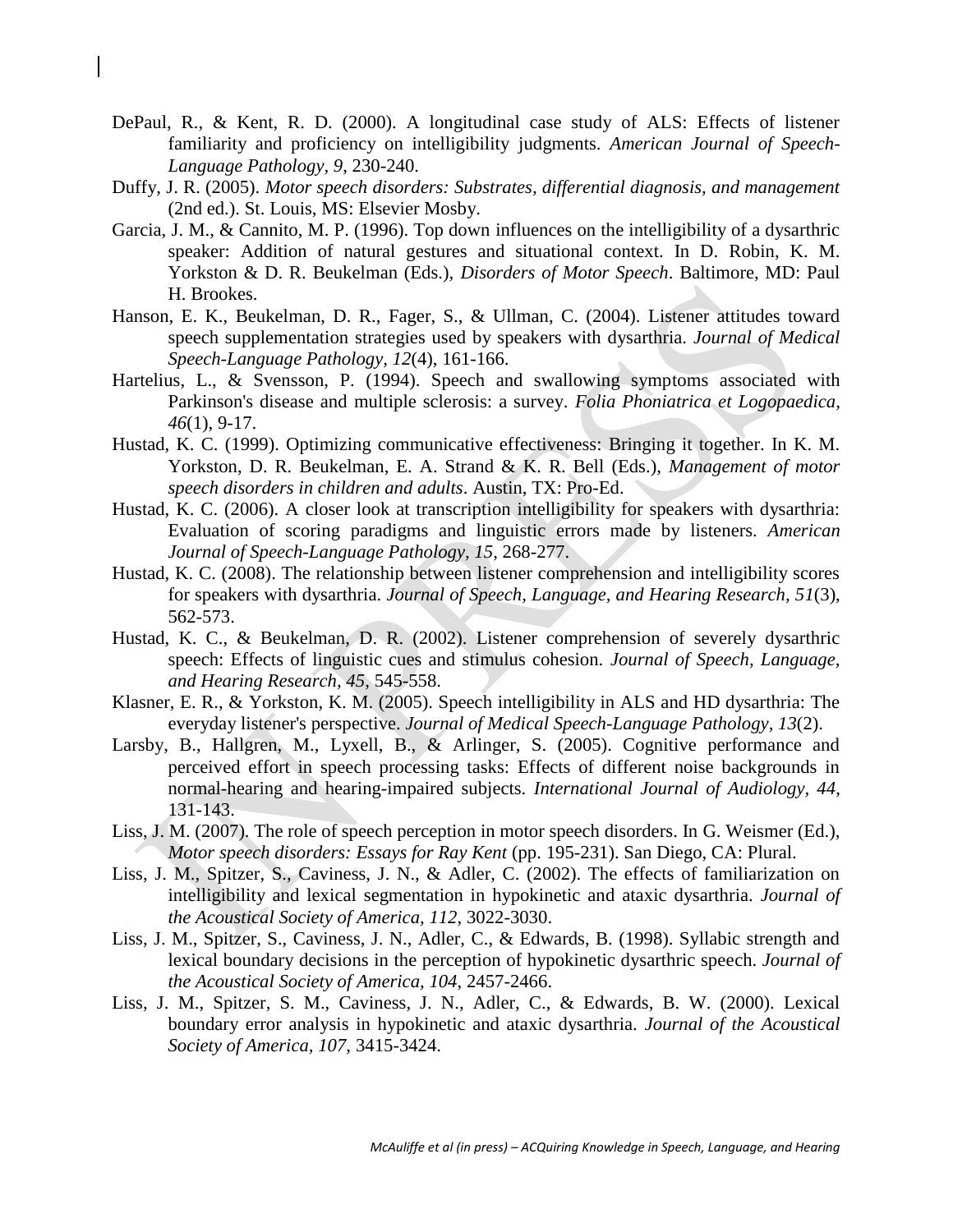DePaul, R., & Kent, R. D. (2000). A longitudinal case study of ALS: Effects of listener familiarity and proficiency on intelligibility judgments. *American Journal of Speech-Language Pathology, 9*, 230-240.

Duffy, J. R. (2005). *Motor speech disorders: Substrates, differential diagnosis, and management* (2nd ed.). St. Louis, MS: Elsevier Mosby.

Garcia, J. M., & Cannito, M. P. (1996). Top down influences on the intelligibility of a dysarthric speaker: Addition of natural gestures and situational context. In D. Robin, K. M. Yorkston & D. R. Beukelman (Eds.), *Disorders of Motor Speech*. Baltimore, MD: Paul H. Brookes.

Hanson, E. K., Beukelman, D. R., Fager, S., & Ullman, C. (2004). Listener attitudes toward speech supplementation strategies used by speakers with dysarthria. *Journal of Medical Speech-Language Pathology, 12*(4), 161-166.

Hartelius, L., & Svensson, P. (1994). Speech and swallowing symptoms associated with Parkinson's disease and multiple sclerosis: a survey. *Folia Phoniatrica et Logopaedica, 46*(1), 9-17.

Hustad, K. C. (1999). Optimizing communicative effectiveness: Bringing it together. In K. M. Yorkston, D. R. Beukelman, E. A. Strand & K. R. Bell (Eds.), *Management of motor speech disorders in children and adults*. Austin, TX: Pro-Ed.

Hustad, K. C. (2006). A closer look at transcription intelligibility for speakers with dysarthria: Evaluation of scoring paradigms and linguistic errors made by listeners. *American Journal of Speech-Language Pathology, 15*, 268-277.

Hustad, K. C. (2008). The relationship between listener comprehension and intelligibility scores for speakers with dysarthria. *Journal of Speech, Language, and Hearing Research, 51*(3), 562-573.

Hustad, K. C., & Beukelman, D. R. (2002). Listener comprehension of severely dysarthric speech: Effects of linguistic cues and stimulus cohesion. *Journal of Speech, Language, and Hearing Research, 45*, 545-558.

Klasner, E. R., & Yorkston, K. M. (2005). Speech intelligibility in ALS and HD dysarthria: The everyday listener's perspective. *Journal of Medical Speech-Language Pathology, 13*(2).

Larsby, B., Hallgren, M., Lyxell, B., & Arlinger, S. (2005). Cognitive performance and perceived effort in speech processing tasks: Effects of different noise backgrounds in normal-hearing and hearing-impaired subjects. *International Journal of Audiology, 44*, 131-143.

Liss, J. M. (2007). The role of speech perception in motor speech disorders. In G. Weismer (Ed.), *Motor speech disorders: Essays for Ray Kent* (pp. 195-231). San Diego, CA: Plural.

Liss, J. M., Spitzer, S., Caviness, J. N., & Adler, C. (2002). The effects of familiarization on intelligibility and lexical segmentation in hypokinetic and ataxic dysarthria. *Journal of the Acoustical Society of America, 112*, 3022-3030.

Liss, J. M., Spitzer, S., Caviness, J. N., Adler, C., & Edwards, B. (1998). Syllabic strength and lexical boundary decisions in the perception of hypokinetic dysarthric speech. *Journal of the Acoustical Society of America, 104*, 2457-2466.

Liss, J. M., Spitzer, S. M., Caviness, J. N., Adler, C., & Edwards, B. W. (2000). Lexical boundary error analysis in hypokinetic and ataxic dysarthria. *Journal of the Acoustical Society of America, 107*, 3415-3424.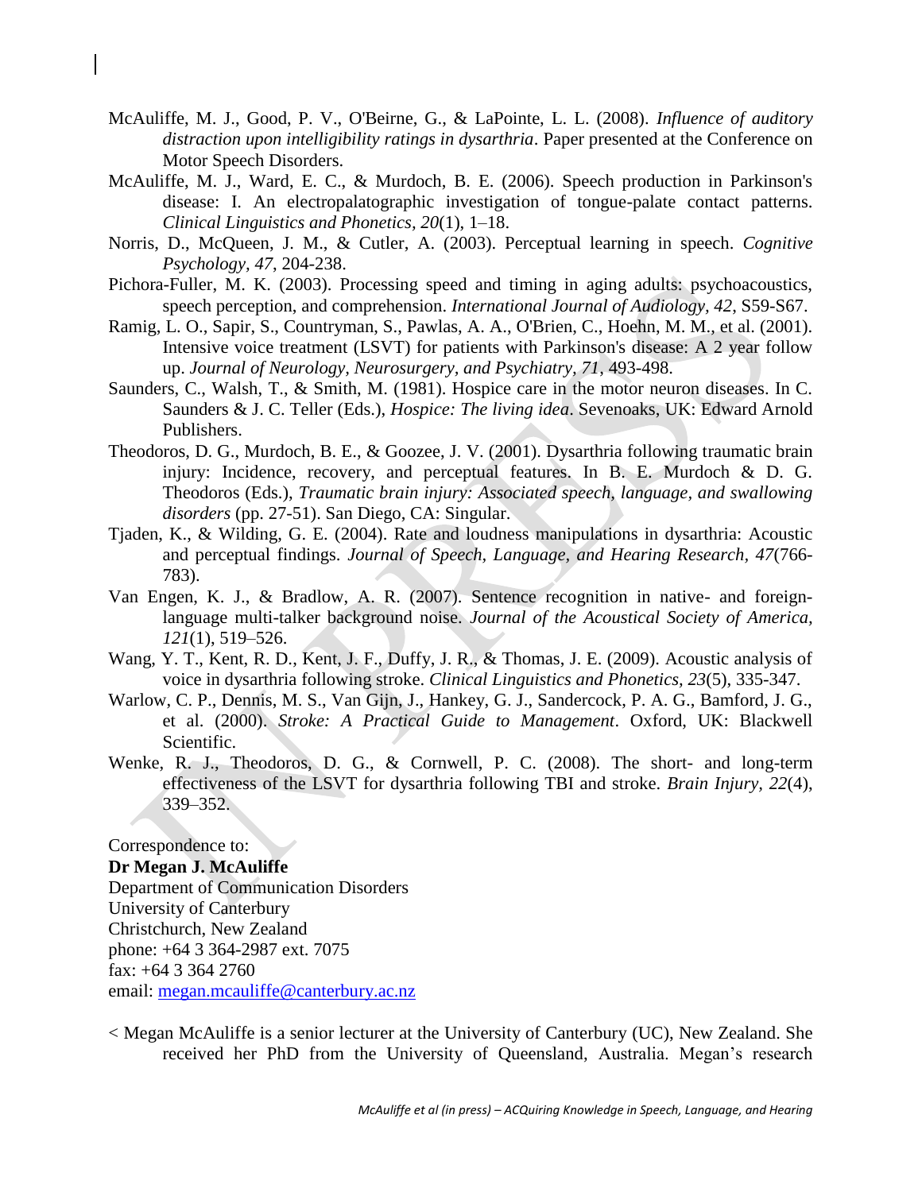McAuliffe, M. J., Good, P. V., O'Beirne, G., & LaPointe, L. L. (2008). *Influence of auditory distraction upon intelligibility ratings in dysarthria*. Paper presented at the Conference on Motor Speech Disorders.

McAuliffe, M. J., Ward, E. C., & Murdoch, B. E. (2006). Speech production in Parkinson's disease: I. An electropalatographic investigation of tongue-palate contact patterns. *Clinical Linguistics and Phonetics, 20*(1), 1–18.

Norris, D., McQueen, J. M., & Cutler, A. (2003). Perceptual learning in speech. *Cognitive Psychology, 47*, 204-238.

Pichora-Fuller, M. K. (2003). Processing speed and timing in aging adults: psychoacoustics, speech perception, and comprehension. *International Journal of Audiology, 42,* S59-S67.

Ramig, L. O., Sapir, S., Countryman, S., Pawlas, A. A., O'Brien, C., Hoehn, M. M., et al. (2001). Intensive voice treatment (LSVT) for patients with Parkinson's disease: A 2 year follow up. *Journal of Neurology, Neurosurgery, and Psychiatry, 71*, 493-498.

Saunders, C., Walsh, T., & Smith, M. (1981). Hospice care in the motor neuron diseases. In C. Saunders & J. C. Teller (Eds.), *Hospice: The living idea*. Sevenoaks, UK: Edward Arnold Publishers.

Theodoros, D. G., Murdoch, B. E., & Goozee, J. V. (2001). Dysarthria following traumatic brain injury: Incidence, recovery, and perceptual features. In B. E. Murdoch & D. G. Theodoros (Eds.), *Traumatic brain injury: Associated speech, language, and swallowing disorders* (pp. 27-51). San Diego, CA: Singular.

Tjaden, K., & Wilding, G. E. (2004). Rate and loudness manipulations in dysarthria: Acoustic and perceptual findings. *Journal of Speech, Language, and Hearing Research, 47*(766-783).

Van Engen, K. J., & Bradlow, A. R. (2007). Sentence recognition in native- and foreign-language multi-talker background noise. *Journal of the Acoustical Society of America, 121*(1), 519–526.

Wang, Y. T., Kent, R. D., Kent, J. F., Duffy, J. R., & Thomas, J. E. (2009). Acoustic analysis of voice in dysarthria following stroke. *Clinical Linguistics and Phonetics, 23*(5), 335-347.

Warlow, C. P., Dennis, M. S., Van Gijn, J., Hankey, G. J., Sandercock, P. A. G., Bamford, J. G., et al. (2000). *Stroke: A Practical Guide to Management*. Oxford, UK: Blackwell Scientific.

Wenke, R. J., Theodoros, D. G., & Cornwell, P. C. (2008). The short- and long-term effectiveness of the LSVT for dysarthria following TBI and stroke. *Brain Injury, 22*(4), 339–352.

Correspondence to:
**Dr Megan J. McAuliffe**
Department of Communication Disorders
University of Canterbury
Christchurch, New Zealand
phone: +64 3 364-2987 ext. 7075
fax: +64 3 364 2760
email: megan.mcauliffe@canterbury.ac.nz

< Megan McAuliffe is a senior lecturer at the University of Canterbury (UC), New Zealand. She received her PhD from the University of Queensland, Australia. Megan's research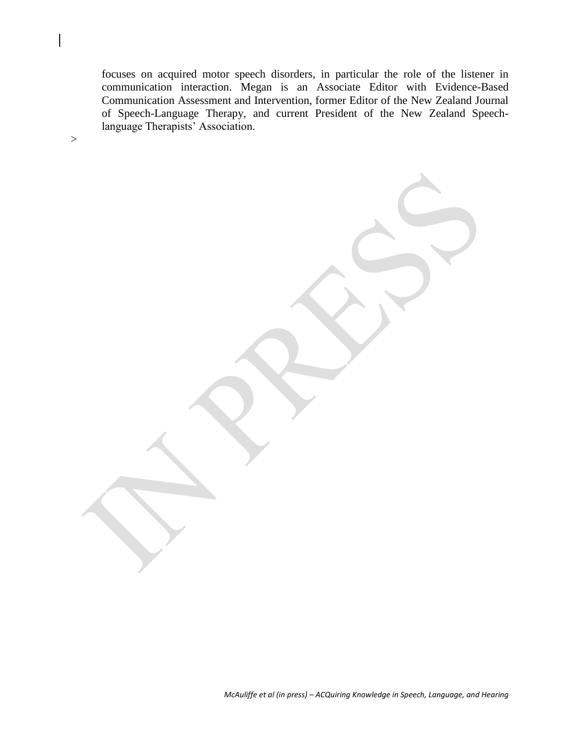focuses on acquired motor speech disorders, in particular the role of the listener in communication interaction. Megan is an Associate Editor with Evidence-Based Communication Assessment and Intervention, former Editor of the New Zealand Journal of Speech-Language Therapy, and current President of the New Zealand Speech-language Therapists' Association.

>